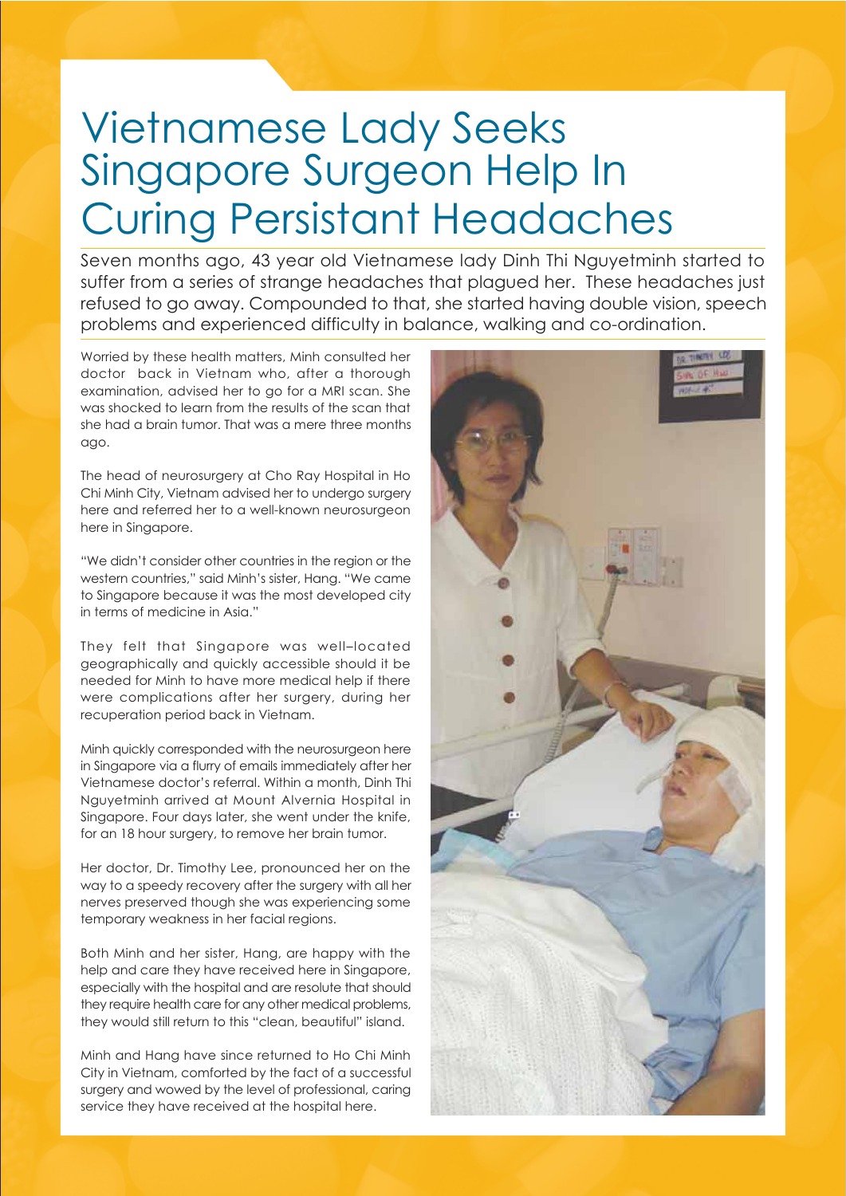# Vietnamese Lady Seeks Singapore Surgeon Help In Curing Persistant Headaches

Seven months ago, 43 year old Vietnamese lady Dinh Thi Nguyetminh started to suffer from a series of strange headaches that plagued her. These headaches just refused to go away. Compounded to that, she started having double vision, speech problems and experienced difficulty in balance, walking and co-ordination.

Worried by these health matters, Minh consulted her doctor back in Vietnam who, after a thorough examination, advised her to go for a MRI scan. She was shocked to learn from the results of the scan that she had a brain tumor. That was a mere three months ago.

The head of neurosurgery at Cho Ray Hospital in Ho Chi Minh City, Vietnam advised her to undergo surgery here and referred her to a well-known neurosurgeon here in Singapore.

"We didn't consider other countries in the region or the western countries," said Minh's sister, Hang. "We came to Singapore because it was the most developed city in terms of medicine in Asia."

They felt that Singapore was well–located geographically and quickly accessible should it be needed for Minh to have more medical help if there were complications after her surgery, during her recuperation period back in Vietnam.

Minh quickly corresponded with the neurosurgeon here in Singapore via a flurry of emails immediately after her Vietnamese doctor's referral. Within a month, Dinh Thi Nguyetminh arrived at Mount Alvernia Hospital in Singapore. Four days later, she went under the knife, for an 18 hour surgery, to remove her brain tumor.

Her doctor, Dr. Timothy Lee, pronounced her on the way to a speedy recovery after the surgery with all her nerves preserved though she was experiencing some temporary weakness in her facial regions.

Both Minh and her sister, Hang, are happy with the help and care they have received here in Singapore, especially with the hospital and are resolute that should they require health care for any other medical problems, they would still return to this "clean, beautiful" island.

Minh and Hang have since returned to Ho Chi Minh City in Vietnam, comforted by the fact of a successful surgery and wowed by the level of professional, caring service they have received at the hospital here.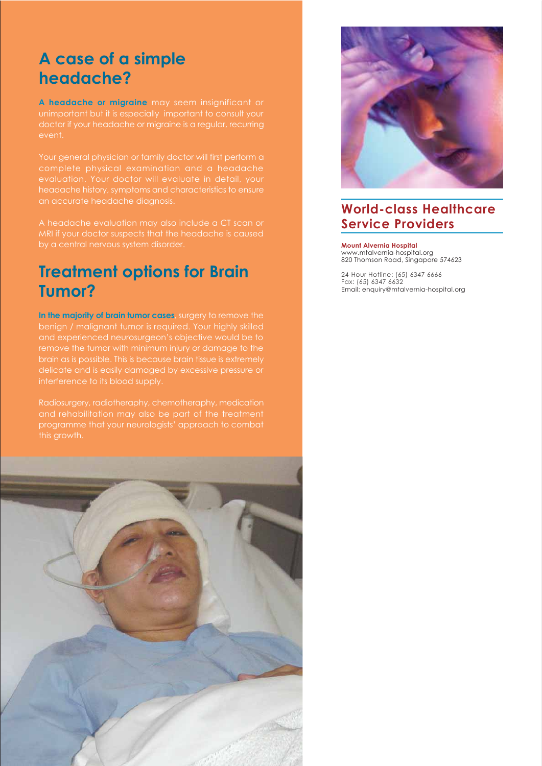## A case of a simple headache?

**A headache or migraine** may seem insignificant or unimportant but it is especially important to consult your doctor if your headache or migraine is a regular, recurring event.

Your general physician or family doctor will first perform a complete physical examination and a headache evaluation. Your doctor will evaluate in detail, your headache history, symptoms and characteristics to ensure an accurate headache diagnosis.

A headache evaluation may also include a CT scan or MRI if your doctor suspects that the headache is caused by a central nervous system disorder.

## Treatment options for Brain Tumor?

**In the majority of brain tumor cases**, surgery to remove the benign / malignant tumor is required. Your highly skilled and experienced neurosurgeon's objective would be to remove the tumor with minimum injury or damage to the brain as is possible. This is because brain tissue is extremely delicate and is easily damaged by excessive pressure or interference to its blood supply.

Radiosurgery, radiotheraphy, chemotheraphy, medication and rehabilitation may also be part of the treatment programme that your neurologists' approach to combat this growth.

## World-class Healthcare Service Providers

**Mount Alvernia Hospital**
www.mtalvernia-hospital.org
820 Thomson Road, Singapore 574623

24-Hour Hotline: (65) 6347 6666
Fax: (65) 6347 6632
Email: enquiry@mtalvernia-hospital.org